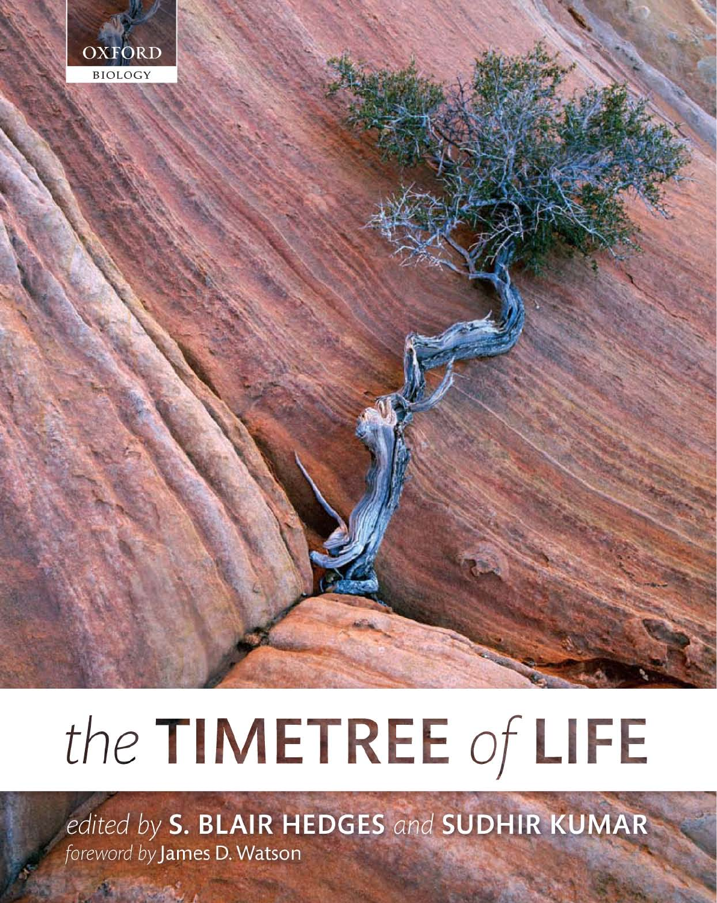OXFORD BIOLOGY

# the TIMETREE of LIFE

*edited by* **S. BLAIR HEDGES** *and* **SUDHIR KUMAR**

*foreword by* James D. Watson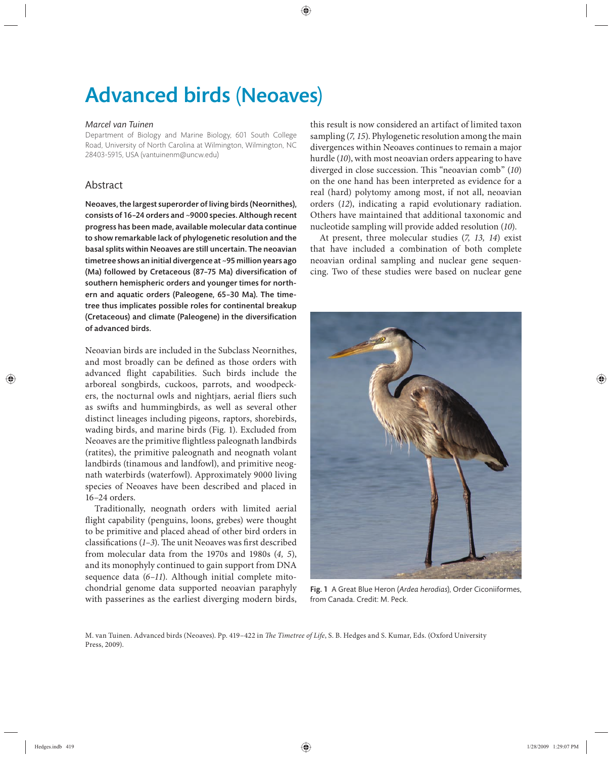# Advanced birds (Neoaves)

*Marcel van Tuinen*

Department of Biology and Marine Biology, 601 South College Road, University of North Carolina at Wilmington, Wilmington, NC 28403-5915, USA (vantuinenm@uncw.edu)

## Abstract

**Neoaves, the largest superorder of living birds (Neornithes), consists of 16–24 orders and ~9000 species. Although recent progress has been made, available molecular data continue to show remarkable lack of phylogenetic resolution and the basal splits within Neoaves are still uncertain. The neoavian timetree shows an initial divergence at ~95 million years ago (Ma) followed by Cretaceous (87–75 Ma) diversification of southern hemispheric orders and younger times for northern and aquatic orders (Paleogene, 65–30 Ma). The timetree thus implicates possible roles for continental breakup (Cretaceous) and climate (Paleogene) in the diversification of advanced birds.**

Neoavian birds are included in the Subclass Neornithes, and most broadly can be defined as those orders with advanced flight capabilities. Such birds include the arboreal songbirds, cuckoos, parrots, and woodpeckers, the nocturnal owls and nightjars, aerial fliers such as swifts and hummingbirds, as well as several other distinct lineages including pigeons, raptors, shorebirds, wading birds, and marine birds (Fig. 1). Excluded from Neoaves are the primitive flightless paleognath landbirds (ratites), the primitive paleognath and neognath volant landbirds (tinamous and landfowl), and primitive neognath waterbirds (waterfowl). Approximately 9000 living species of Neoaves have been described and placed in 16–24 orders.

Traditionally, neognath orders with limited aerial flight capability (penguins, loons, grebes) were thought to be primitive and placed ahead of other bird orders in classifications (*1–3*). The unit Neoaves was first described from molecular data from the 1970s and 1980s (*4, 5*), and its monophyly continued to gain support from DNA sequence data (*6–11*). Although initial complete mitochondrial genome data supported neoavian paraphyly with passerines as the earliest diverging modern birds, this result is now considered an artifact of limited taxon sampling (*7, 15*). Phylogenetic resolution among the main divergences within Neoaves continues to remain a major hurdle (*10*), with most neoavian orders appearing to have diverged in close succession. This "neoavian comb" (*10*) on the one hand has been interpreted as evidence for a real (hard) polytomy among most, if not all, neoavian orders (*12*), indicating a rapid evolutionary radiation. Others have maintained that additional taxonomic and nucleotide sampling will provide added resolution (*10*).

At present, three molecular studies (*7, 13, 14*) exist that have included a combination of both complete neoavian ordinal sampling and nuclear gene sequencing. Two of these studies were based on nuclear gene

**Fig. 1** A Great Blue Heron (*Ardea herodias*), Order Ciconiiformes, from Canada. Credit: M. Peck.

M. van Tuinen. Advanced birds (Neoaves). Pp. 419–422 in *The Timetree of Life*, S. B. Hedges and S. Kumar, Eds. (Oxford University Press, 2009).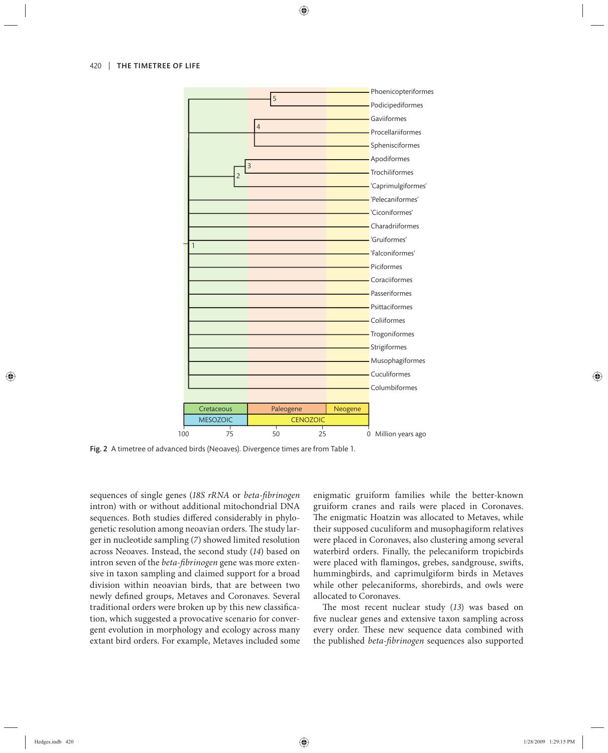Fig. 2 A timetree of advanced birds (Neoaves). Divergence times are from Table 1.

sequences of single genes (*18S rRNA* or *beta-fibrinogen* intron) with or without additional mitochondrial DNA sequences. Both studies differed considerably in phylogenetic resolution among neoavian orders. The study larger in nucleotide sampling (*7*) showed limited resolution across Neoaves. Instead, the second study (*14*) based on intron seven of the *beta-fibrinogen* gene was more extensive in taxon sampling and claimed support for a broad division within neoavian birds, that are between two newly defined groups, Metaves and Coronaves. Several traditional orders were broken up by this new classification, which suggested a provocative scenario for convergent evolution in morphology and ecology across many extant bird orders. For example, Metaves included some enigmatic gruiform families while the better-known gruiform cranes and rails were placed in Coronaves. The enigmatic Hoatzin was allocated to Metaves, while their supposed cuculiform and musophagiform relatives were placed in Coronaves, also clustering among several waterbird orders. Finally, the pelecaniform tropicbirds were placed with flamingos, grebes, sandgrouse, swifts, hummingbirds, and caprimulgiform birds in Metaves while other pelecaniforms, shorebirds, and owls were allocated to Coronaves.

The most recent nuclear study (*13*) was based on five nuclear genes and extensive taxon sampling across every order. These new sequence data combined with the published *beta-fibrinogen* sequences also supported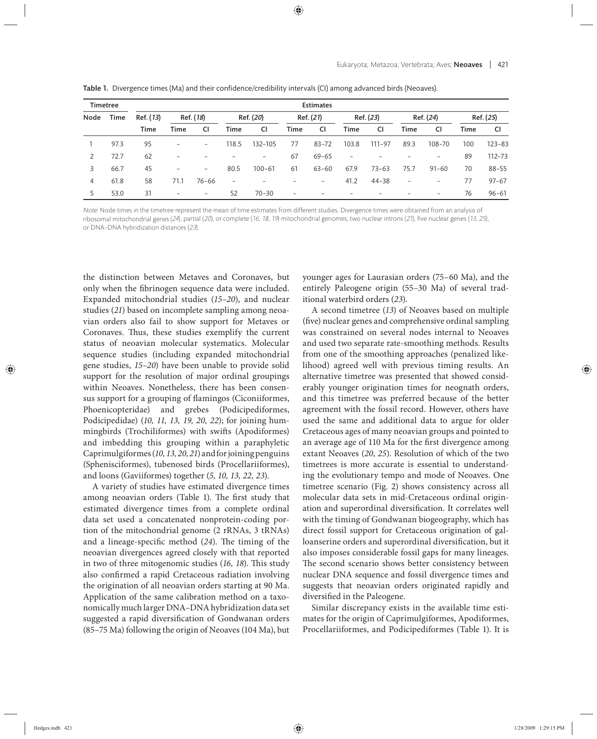**Table 1.** Divergence times (Ma) and their confidence/credibility intervals (CI) among advanced birds (Neoaves).

| Timetree | | Estimates | | | | | | | | | | | | |
|---|---|---|---|---|---|---|---|---|---|---|---|---|---|---|
| Node | Time | Ref. (13) | Ref. (18) | | Ref. (20) | | Ref. (21) | | Ref. (23) | | Ref. (24) | | Ref. (25) | |
| | | Time | Time | CI | Time | CI | Time | CI | Time | CI | Time | CI | Time | CI |
| 1 | 97.3 | 95 | – | – | 118.5 | 132–105 | 77 | 83–72 | 103.8 | 111–97 | 89.3 | 108–70 | 100 | 123–83 |
| 2 | 72.7 | 62 | – | – | – | – | 67 | 69–65 | – | – | – | – | 89 | 112–73 |
| 3 | 66.7 | 45 | – | – | 80.5 | 100–61 | 61 | 63–60 | 67.9 | 73–63 | 75.7 | 91–60 | 70 | 88–55 |
| 4 | 61.8 | 58 | 71.1 | 76–66 | – | – | – | – | 41.2 | 44–38 | – | – | 77 | 97–67 |
| 5 | 53.0 | 31 | – | – | 52 | 70–30 | – | – | – | – | – | – | 76 | 96–61 |

*Note*: Node times in the timetree represent the mean of time estimates from different studies. Divergence times were obtained from an analysis of ribosomal mitochondrial genes (*24*), partial (*20*), or complete (*16, 18, 19*) mitochondrial genomes, two nuclear introns (*21*), five nuclear genes (*13, 25*), or DNA–DNA hybridization distances (*23*).

the distinction between Metaves and Coronaves, but only when the fibrinogen sequence data were included. Expanded mitochondrial studies (*15–20*), and nuclear studies (*21*) based on incomplete sampling among neoavian orders also fail to show support for Metaves or Coronaves. Thus, these studies exemplify the current status of neoavian molecular systematics. Molecular sequence studies (including expanded mitochondrial gene studies, *15–20*) have been unable to provide solid support for the resolution of major ordinal groupings within Neoaves. Nonetheless, there has been consensus support for a grouping of flamingos (Ciconiiformes, Phoenicopteridae) and grebes (Podicipediformes, Podicipedidae) (*10, 11, 13, 19, 20, 22*); for joining hummingbirds (Trochiliformes) with swifts (Apodiformes) and imbedding this grouping within a paraphyletic Caprimulgiformes (*10, 13, 20, 21*) and for joining penguins (Sphenisciformes), tubenosed birds (Procellariiformes), and loons (Gaviiformes) together (*5, 10, 13, 22, 23*).

A variety of studies have estimated divergence times among neoavian orders (Table 1). The first study that estimated divergence times from a complete ordinal data set used a concatenated nonprotein-coding portion of the mitochondrial genome (2 rRNAs, 3 tRNAs) and a lineage-specific method (*24*). The timing of the neoavian divergences agreed closely with that reported in two of three mitogenomic studies (*16, 18*). This study also confirmed a rapid Cretaceous radiation involving the origination of all neoavian orders starting at 90 Ma. Application of the same calibration method on a taxonomically much larger DNA–DNA hybridization data set suggested a rapid diversification of Gondwanan orders (85–75 Ma) following the origin of Neoaves (104 Ma), but younger ages for Laurasian orders (75–60 Ma), and the entirely Paleogene origin (55–30 Ma) of several traditional waterbird orders (*23*).

A second timetree (*13*) of Neoaves based on multiple (five) nuclear genes and comprehensive ordinal sampling was constrained on several nodes internal to Neoaves and used two separate rate-smoothing methods. Results from one of the smoothing approaches (penalized likelihood) agreed well with previous timing results. An alternative timetree was presented that showed considerably younger origination times for neognath orders, and this timetree was preferred because of the better agreement with the fossil record. However, others have used the same and additional data to argue for older Cretaceous ages of many neoavian groups and pointed to an average age of 110 Ma for the first divergence among extant Neoaves (*20*, *25*). Resolution of which of the two timetrees is more accurate is essential to understanding the evolutionary tempo and mode of Neoaves. One timetree scenario (Fig. 2) shows consistency across all molecular data sets in mid-Cretaceous ordinal origination and superordinal diversification. It correlates well with the timing of Gondwanan biogeography, which has direct fossil support for Cretaceous origination of galloanserine orders and superordinal diversification, but it also imposes considerable fossil gaps for many lineages. The second scenario shows better consistency between nuclear DNA sequence and fossil divergence times and suggests that neoavian orders originated rapidly and diversified in the Paleogene.

Similar discrepancy exists in the available time estimates for the origin of Caprimulgiformes, Apodiformes, Procellariiformes, and Podicipediformes (Table 1). It is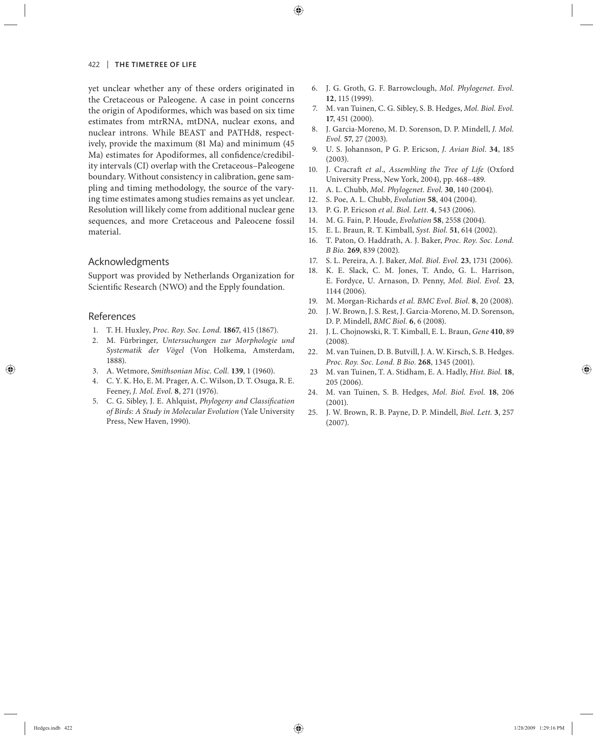yet unclear whether any of these orders originated in the Cretaceous or Paleogene. A case in point concerns the origin of Apodiformes, which was based on six time estimates from mtrRNA, mtDNA, nuclear exons, and nuclear introns. While BEAST and PATHd8, respectively, provide the maximum (81 Ma) and minimum (45 Ma) estimates for Apodiformes, all confidence/credibility intervals (CI) overlap with the Cretaceous–Paleogene boundary. Without consistency in calibration, gene sampling and timing methodology, the source of the varying time estimates among studies remains as yet unclear. Resolution will likely come from additional nuclear gene sequences, and more Cretaceous and Paleocene fossil material.

## Acknowledgments

Support was provided by Netherlands Organization for Scientific Research (NWO) and the Epply foundation.

## References

1. T. H. Huxley, *Proc. Roy. Soc. Lond.* **1867**, 415 (1867).
2. M. Fürbringer, *Untersuchungen zur Morphologie und Systematik der Vögel* (Von Holkema, Amsterdam, 1888).
3. A. Wetmore, *Smithsonian Misc. Coll.* **139**, 1 (1960).
4. C. Y. K. Ho, E. M. Prager, A. C. Wilson, D. T. Osuga, R. E. Feeney, *J. Mol. Evol.* **8**, 271 (1976).
5. C. G. Sibley, J. E. Ahlquist, *Phylogeny and Classification of Birds: A Study in Molecular Evolution* (Yale University Press, New Haven, 1990).
6. J. G. Groth, G. F. Barrowclough, *Mol. Phylogenet. Evol.* **12**, 115 (1999).
7. M. van Tuinen, C. G. Sibley, S. B. Hedges, *Mol. Biol. Evol.* **17**, 451 (2000).
8. J. Garcia-Moreno, M. D. Sorenson, D. P. Mindell, *J. Mol. Evol.* **57**, 27 (2003).
9. U. S. Johannson, P G. P. Ericson, *J. Avian Biol.* **34**, 185 (2003).
10. J. Cracraft *et al.*, *Assembling the Tree of Life* (Oxford University Press, New York, 2004), pp. 468–489.
11. A. L. Chubb, *Mol. Phylogenet. Evol.* **30**, 140 (2004).
12. S. Poe, A. L. Chubb, *Evolution* **58**, 404 (2004).
13. P. G. P. Ericson *et al. Biol. Lett.* **4**, 543 (2006).
14. M. G. Fain, P. Houde, *Evolution* **58**, 2558 (2004).
15. E. L. Braun, R. T. Kimball, *Syst. Biol.* **51**, 614 (2002).
16. T. Paton, O. Haddrath, A. J. Baker, *Proc. Roy. Soc. Lond. B Bio.* **269**, 839 (2002).
17. S. L. Pereira, A. J. Baker, *Mol. Biol. Evol.* **23**, 1731 (2006).
18. K. E. Slack, C. M. Jones, T. Ando, G. L. Harrison, E. Fordyce, U. Arnason, D. Penny, *Mol. Biol. Evol.* **23**, 1144 (2006).
19. M. Morgan-Richards *et al. BMC Evol. Biol.* **8**, 20 (2008).
20. J. W. Brown, J. S. Rest, J. Garcia-Moreno, M. D. Sorenson, D. P. Mindell, *BMC Biol.* **6**, 6 (2008).
21. J. L. Chojnowski, R. T. Kimball, E. L. Braun, *Gene* **410**, 89 (2008).
22. M. van Tuinen, D. B. Butvill, J. A. W. Kirsch, S. B. Hedges. *Proc. Roy. Soc. Lond. B Bio.* **268**, 1345 (2001).
23. M. van Tuinen, T. A. Stidham, E. A. Hadly, *Hist. Biol.* **18**, 205 (2006).
24. M. van Tuinen, S. B. Hedges, *Mol. Biol. Evol.* **18**, 206 (2001).
25. J. W. Brown, R. B. Payne, D. P. Mindell, *Biol. Lett.* **3**, 257 (2007).